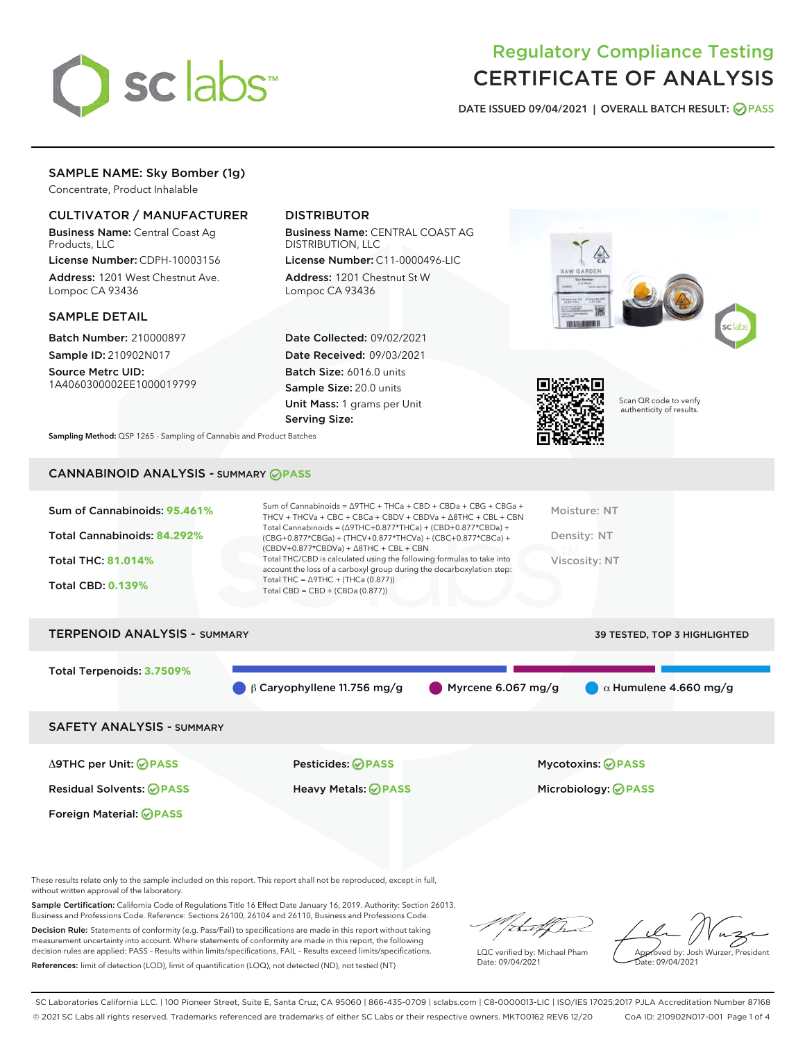# Regulatory Compliance Testing
# CERTIFICATE OF ANALYSIS

DATE ISSUED 09/04/2021 | OVERALL BATCH RESULT: PASS

## SAMPLE NAME: Sky Bomber (1g)

Concentrate, Product Inhalable

### CULTIVATOR / MANUFACTURER

**Business Name:** Central Coast Ag Products, LLC

**License Number:** CDPH-10003156

**Address:** 1201 West Chestnut Ave. Lompoc CA 93436

### DISTRIBUTOR

**Business Name:** CENTRAL COAST AG DISTRIBUTION, LLC

**License Number:** C11-0000496-LIC

**Address:** 1201 Chestnut St W Lompoc CA 93436

### SAMPLE DETAIL

**Batch Number:** 210000897

**Sample ID:** 210902N017

**Source Metrc UID:** 1A4060300002EE1000019799

**Date Collected:** 09/02/2021

**Date Received:** 09/03/2021

**Batch Size:** 6016.0 units

**Sample Size:** 20.0 units

**Unit Mass:** 1 grams per Unit

**Serving Size:**

Scan QR code to verify authenticity of results.

**Sampling Method:** QSP 1265 - Sampling of Cannabis and Product Batches

## CANNABINOID ANALYSIS - SUMMARY PASS

Sum of Cannabinoids: **95.461%**

Total Cannabinoids: **84.292%**

Total THC: **81.014%**

Total CBD: **0.139%**

Sum of Cannabinoids = Δ9THC + THCa + CBD + CBDa + CBG + CBGa + THCV + THCVa + CBC + CBCa + CBDV + CBDVa + Δ8THC + CBL + CBN

Total Cannabinoids = (Δ9THC+0.877*THCa) + (CBD+0.877*CBDa) + (CBG+0.877*CBGa) + (THCV+0.877*THCVa) + (CBC+0.877*CBCa) + (CBDV+0.877*CBDVa) + Δ8THC + CBL + CBN

Total THC/CBD is calculated using the following formulas to take into account the loss of a carboxyl group during the decarboxylation step:

Total THC = Δ9THC + (THCa (0.877))

Total CBD = CBD + (CBDa (0.877))

Moisture: NT

Density: NT

Viscosity: NT

## TERPENOID ANALYSIS - SUMMARY

39 TESTED, TOP 3 HIGHLIGHTED

Total Terpenoids: **3.7509%**

β Caryophyllene 11.756 mg/g | Myrcene 6.067 mg/g | α Humulene 4.660 mg/g

## SAFETY ANALYSIS - SUMMARY

Δ9THC per Unit: PASS

Pesticides: PASS

Mycotoxins: PASS

Residual Solvents: PASS

Heavy Metals: PASS

Microbiology: PASS

Foreign Material: PASS

These results relate only to the sample included on this report. This report shall not be reproduced, except in full, without written approval of the laboratory.

**Sample Certification:** California Code of Regulations Title 16 Effect Date January 16, 2019. Authority: Section 26013, Business and Professions Code. Reference: Sections 26100, 26104 and 26110, Business and Professions Code.

**Decision Rule:** Statements of conformity (e.g. Pass/Fail) to specifications are made in this report without taking measurement uncertainty into account. Where statements of conformity are made in this report, the following decision rules are applied: PASS – Results within limits/specifications, FAIL – Results exceed limits/specifications.

**References:** limit of detection (LOD), limit of quantification (LOQ), not detected (ND), not tested (NT)

LQC verified by: Michael Pham
Date: 09/04/2021

Approved by: Josh Wurzer, President
Date: 09/04/2021

SC Laboratories California LLC. | 100 Pioneer Street, Suite E, Santa Cruz, CA 95060 | 866-435-0709 | sclabs.com | C8-0000013-LIC | ISO/IES 17025:2017 PJLA Accreditation Number 87168
© 2021 SC Labs all rights reserved. Trademarks referenced are trademarks of either SC Labs or their respective owners. MKT00162 REV6 12/20 CoA ID: 210902N017-001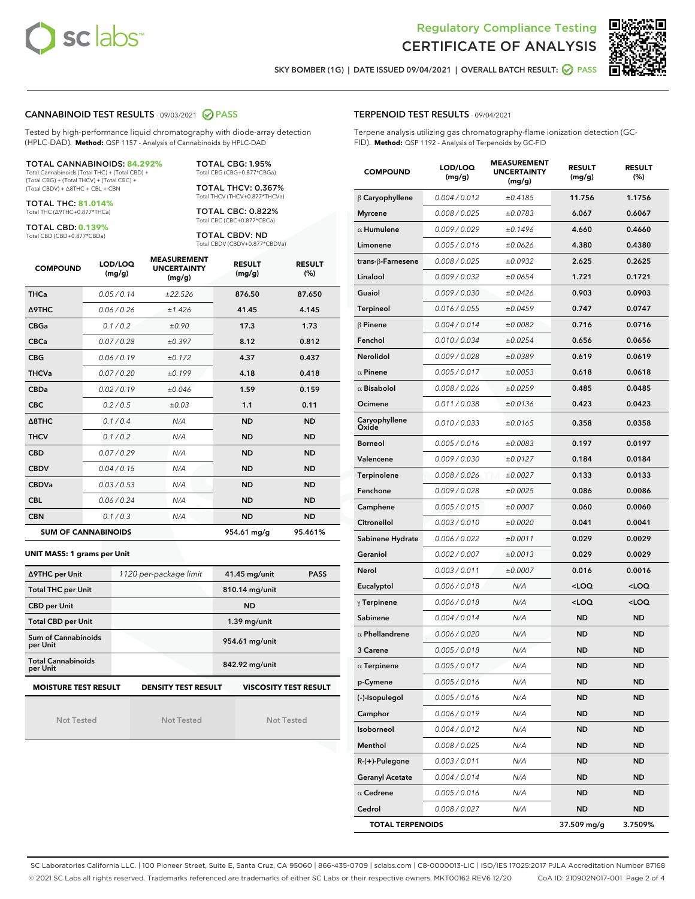Regulatory Compliance Testing
# CERTIFICATE OF ANALYSIS

SKY BOMBER (1G) | DATE ISSUED 09/04/2021 | OVERALL BATCH RESULT: PASS

## CANNABINOID TEST RESULTS - 09/03/2021 PASS

Tested by high-performance liquid chromatography with diode-array detection (HPLC-DAD). **Method:** QSP 1157 - Analysis of Cannabinoids by HPLC-DAD

**TOTAL CANNABINOIDS: 84.292%**
Total Cannabinoids (Total THC) + (Total CBD) + (Total CBG) + (Total THCV) + (Total CBC) + (Total CBDV) + Δ8THC + CBL + CBN

**TOTAL THC: 81.014%**
Total THC (Δ9THC+0.877*THCa)

**TOTAL CBD: 0.139%**
Total CBD (CBD+0.877*CBDa)

**TOTAL CBG: 1.95%**
Total CBG (CBG+0.877*CBGa)

**TOTAL THCV: 0.367%**
Total THCV (THCV+0.877*THCVa)

**TOTAL CBC: 0.822%**
Total CBC (CBC+0.877*CBCa)

**TOTAL CBDV: ND**
Total CBDV (CBDV+0.877*CBDVa)

| COMPOUND | LOD/LOQ (mg/g) | MEASUREMENT UNCERTAINTY (mg/g) | RESULT (mg/g) | RESULT (%) |
|---|---|---|---|---|
| THCa | 0.05 / 0.14 | ±22.526 | 876.50 | 87.650 |
| Δ9THC | 0.06 / 0.26 | ±1.426 | 41.45 | 4.145 |
| CBGa | 0.1 / 0.2 | ±0.90 | 17.3 | 1.73 |
| CBCa | 0.07 / 0.28 | ±0.397 | 8.12 | 0.812 |
| CBG | 0.06 / 0.19 | ±0.172 | 4.37 | 0.437 |
| THCVa | 0.07 / 0.20 | ±0.199 | 4.18 | 0.418 |
| CBDa | 0.02 / 0.19 | ±0.046 | 1.59 | 0.159 |
| CBC | 0.2 / 0.5 | ±0.03 | 1.1 | 0.11 |
| Δ8THC | 0.1 / 0.4 | N/A | ND | ND |
| THCV | 0.1 / 0.2 | N/A | ND | ND |
| CBD | 0.07 / 0.29 | N/A | ND | ND |
| CBDV | 0.04 / 0.15 | N/A | ND | ND |
| CBDVa | 0.03 / 0.53 | N/A | ND | ND |
| CBL | 0.06 / 0.24 | N/A | ND | ND |
| CBN | 0.1 / 0.3 | N/A | ND | ND |
| **SUM OF CANNABINOIDS** | | | 954.61 mg/g | 95.461% |

**UNIT MASS: 1 grams per Unit**

| | | | |
|---|---|---|---|
| Δ9THC per Unit | 1120 per-package limit | 41.45 mg/unit | PASS |
| Total THC per Unit | | 810.14 mg/unit | |
| CBD per Unit | | ND | |
| Total CBD per Unit | | 1.39 mg/unit | |
| Sum of Cannabinoids per Unit | | 954.61 mg/unit | |
| Total Cannabinoids per Unit | | 842.92 mg/unit | |

| MOISTURE TEST RESULT | DENSITY TEST RESULT | VISCOSITY TEST RESULT |
|---|---|---|
| Not Tested | Not Tested | Not Tested |

## TERPENOID TEST RESULTS - 09/04/2021

Terpene analysis utilizing gas chromatography-flame ionization detection (GC-FID). **Method:** QSP 1192 - Analysis of Terpenoids by GC-FID

| COMPOUND | LOD/LOQ (mg/g) | MEASUREMENT UNCERTAINTY (mg/g) | RESULT (mg/g) | RESULT (%) |
|---|---|---|---|---|
| β Caryophyllene | 0.004 / 0.012 | ±0.4185 | 11.756 | 1.1756 |
| Myrcene | 0.008 / 0.025 | ±0.0783 | 6.067 | 0.6067 |
| α Humulene | 0.009 / 0.029 | ±0.1496 | 4.660 | 0.4660 |
| Limonene | 0.005 / 0.016 | ±0.0626 | 4.380 | 0.4380 |
| trans-β-Farnesene | 0.008 / 0.025 | ±0.0932 | 2.625 | 0.2625 |
| Linalool | 0.009 / 0.032 | ±0.0654 | 1.721 | 0.1721 |
| Guaiol | 0.009 / 0.030 | ±0.0426 | 0.903 | 0.0903 |
| Terpineol | 0.016 / 0.055 | ±0.0459 | 0.747 | 0.0747 |
| β Pinene | 0.004 / 0.014 | ±0.0082 | 0.716 | 0.0716 |
| Fenchol | 0.010 / 0.034 | ±0.0254 | 0.656 | 0.0656 |
| Nerolidol | 0.009 / 0.028 | ±0.0389 | 0.619 | 0.0619 |
| α Pinene | 0.005 / 0.017 | ±0.0053 | 0.618 | 0.0618 |
| α Bisabolol | 0.008 / 0.026 | ±0.0259 | 0.485 | 0.0485 |
| Ocimene | 0.011 / 0.038 | ±0.0136 | 0.423 | 0.0423 |
| Caryophyllene Oxide | 0.010 / 0.033 | ±0.0165 | 0.358 | 0.0358 |
| Borneol | 0.005 / 0.016 | ±0.0083 | 0.197 | 0.0197 |
| Valencene | 0.009 / 0.030 | ±0.0127 | 0.184 | 0.0184 |
| Terpinolene | 0.008 / 0.026 | ±0.0027 | 0.133 | 0.0133 |
| Fenchone | 0.009 / 0.028 | ±0.0025 | 0.086 | 0.0086 |
| Camphene | 0.005 / 0.015 | ±0.0007 | 0.060 | 0.0060 |
| Citronellol | 0.003 / 0.010 | ±0.0020 | 0.041 | 0.0041 |
| Sabinene Hydrate | 0.006 / 0.022 | ±0.0011 | 0.029 | 0.0029 |
| Geraniol | 0.002 / 0.007 | ±0.0013 | 0.029 | 0.0029 |
| Nerol | 0.003 / 0.011 | ±0.0007 | 0.016 | 0.0016 |
| Eucalyptol | 0.006 / 0.018 | N/A | <LOQ | <LOQ |
| γ Terpinene | 0.006 / 0.018 | N/A | <LOQ | <LOQ |
| Sabinene | 0.004 / 0.014 | N/A | ND | ND |
| α Phellandrene | 0.006 / 0.020 | N/A | ND | ND |
| 3 Carene | 0.005 / 0.018 | N/A | ND | ND |
| α Terpinene | 0.005 / 0.017 | N/A | ND | ND |
| p-Cymene | 0.005 / 0.016 | N/A | ND | ND |
| (-)-Isopulegol | 0.005 / 0.016 | N/A | ND | ND |
| Camphor | 0.006 / 0.019 | N/A | ND | ND |
| Isoborneol | 0.004 / 0.012 | N/A | ND | ND |
| Menthol | 0.008 / 0.025 | N/A | ND | ND |
| R-(+)-Pulegone | 0.003 / 0.011 | N/A | ND | ND |
| Geranyl Acetate | 0.004 / 0.014 | N/A | ND | ND |
| α Cedrene | 0.005 / 0.016 | N/A | ND | ND |
| Cedrol | 0.008 / 0.027 | N/A | ND | ND |
| **TOTAL TERPENOIDS** | | | 37.509 mg/g | 3.7509% |

SC Laboratories California LLC. | 100 Pioneer Street, Suite E, Santa Cruz, CA 95060 | 866-435-0709 | sclabs.com | C8-0000013-LIC | ISO/IES 17025:2017 PJLA Accreditation Number 87168
© 2021 SC Labs all rights reserved. Trademarks referenced are trademarks of either SC Labs or their respective owners. MKT00162 REV6 12/20 CoA ID: 210902N017-001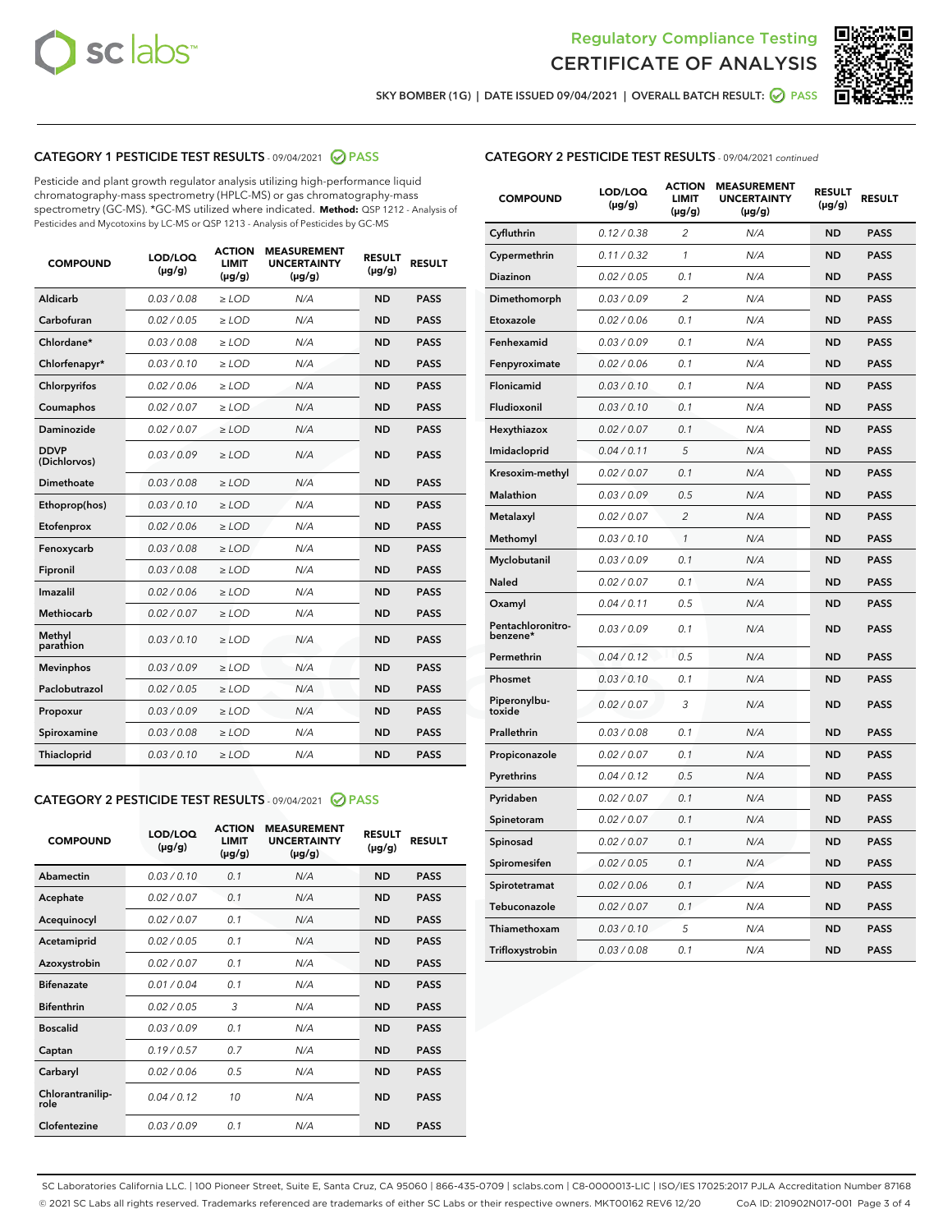Regulatory Compliance Testing
CERTIFICATE OF ANALYSIS

SKY BOMBER (1G) | DATE ISSUED 09/04/2021 | OVERALL BATCH RESULT: PASS

## CATEGORY 1 PESTICIDE TEST RESULTS - 09/04/2021 PASS

Pesticide and plant growth regulator analysis utilizing high-performance liquid chromatography-mass spectrometry (HPLC-MS) or gas chromatography-mass spectrometry (GC-MS). *GC-MS utilized where indicated. **Method:** QSP 1212 - Analysis of Pesticides and Mycotoxins by LC-MS or QSP 1213 - Analysis of Pesticides by GC-MS

| COMPOUND | LOD/LOQ (μg/g) | ACTION LIMIT (μg/g) | MEASUREMENT UNCERTAINTY (μg/g) | RESULT (μg/g) | RESULT |
|---|---|---|---|---|---|
| Aldicarb | 0.03 / 0.08 | ≥ LOD | N/A | ND | PASS |
| Carbofuran | 0.02 / 0.05 | ≥ LOD | N/A | ND | PASS |
| Chlordane* | 0.03 / 0.08 | ≥ LOD | N/A | ND | PASS |
| Chlorfenapyr* | 0.03 / 0.10 | ≥ LOD | N/A | ND | PASS |
| Chlorpyrifos | 0.02 / 0.06 | ≥ LOD | N/A | ND | PASS |
| Coumaphos | 0.02 / 0.07 | ≥ LOD | N/A | ND | PASS |
| Daminozide | 0.02 / 0.07 | ≥ LOD | N/A | ND | PASS |
| DDVP (Dichlorvos) | 0.03 / 0.09 | ≥ LOD | N/A | ND | PASS |
| Dimethoate | 0.03 / 0.08 | ≥ LOD | N/A | ND | PASS |
| Ethoprop(hos) | 0.03 / 0.10 | ≥ LOD | N/A | ND | PASS |
| Etofenprox | 0.02 / 0.06 | ≥ LOD | N/A | ND | PASS |
| Fenoxycarb | 0.03 / 0.08 | ≥ LOD | N/A | ND | PASS |
| Fipronil | 0.03 / 0.08 | ≥ LOD | N/A | ND | PASS |
| Imazalil | 0.02 / 0.06 | ≥ LOD | N/A | ND | PASS |
| Methiocarb | 0.02 / 0.07 | ≥ LOD | N/A | ND | PASS |
| Methyl parathion | 0.03 / 0.10 | ≥ LOD | N/A | ND | PASS |
| Mevinphos | 0.03 / 0.09 | ≥ LOD | N/A | ND | PASS |
| Paclobutrazol | 0.02 / 0.05 | ≥ LOD | N/A | ND | PASS |
| Propoxur | 0.03 / 0.09 | ≥ LOD | N/A | ND | PASS |
| Spiroxamine | 0.03 / 0.08 | ≥ LOD | N/A | ND | PASS |
| Thiacloprid | 0.03 / 0.10 | ≥ LOD | N/A | ND | PASS |

## CATEGORY 2 PESTICIDE TEST RESULTS - 09/04/2021 PASS

| COMPOUND | LOD/LOQ (μg/g) | ACTION LIMIT (μg/g) | MEASUREMENT UNCERTAINTY (μg/g) | RESULT (μg/g) | RESULT |
|---|---|---|---|---|---|
| Abamectin | 0.03 / 0.10 | 0.1 | N/A | ND | PASS |
| Acephate | 0.02 / 0.07 | 0.1 | N/A | ND | PASS |
| Acequinocyl | 0.02 / 0.07 | 0.1 | N/A | ND | PASS |
| Acetamiprid | 0.02 / 0.05 | 0.1 | N/A | ND | PASS |
| Azoxystrobin | 0.02 / 0.07 | 0.1 | N/A | ND | PASS |
| Bifenazate | 0.01 / 0.04 | 0.1 | N/A | ND | PASS |
| Bifenthrin | 0.02 / 0.05 | 3 | N/A | ND | PASS |
| Boscalid | 0.03 / 0.09 | 0.1 | N/A | ND | PASS |
| Captan | 0.19 / 0.57 | 0.7 | N/A | ND | PASS |
| Carbaryl | 0.02 / 0.06 | 0.5 | N/A | ND | PASS |
| Chlorantraniliprole | 0.04 / 0.12 | 10 | N/A | ND | PASS |
| Clofentezine | 0.03 / 0.09 | 0.1 | N/A | ND | PASS |
| Cyfluthrin | 0.12 / 0.38 | 2 | N/A | ND | PASS |
| Cypermethrin | 0.11 / 0.32 | 1 | N/A | ND | PASS |
| Diazinon | 0.02 / 0.05 | 0.1 | N/A | ND | PASS |
| Dimethomorph | 0.03 / 0.09 | 2 | N/A | ND | PASS |
| Etoxazole | 0.02 / 0.06 | 0.1 | N/A | ND | PASS |
| Fenhexamid | 0.03 / 0.09 | 0.1 | N/A | ND | PASS |
| Fenpyroximate | 0.02 / 0.06 | 0.1 | N/A | ND | PASS |
| Flonicamid | 0.03 / 0.10 | 0.1 | N/A | ND | PASS |
| Fludioxonil | 0.03 / 0.10 | 0.1 | N/A | ND | PASS |
| Hexythiazox | 0.02 / 0.07 | 0.1 | N/A | ND | PASS |
| Imidacloprid | 0.04 / 0.11 | 5 | N/A | ND | PASS |
| Kresoxim-methyl | 0.02 / 0.07 | 0.1 | N/A | ND | PASS |
| Malathion | 0.03 / 0.09 | 0.5 | N/A | ND | PASS |
| Metalaxyl | 0.02 / 0.07 | 2 | N/A | ND | PASS |
| Methomyl | 0.03 / 0.10 | 1 | N/A | ND | PASS |
| Myclobutanil | 0.03 / 0.09 | 0.1 | N/A | ND | PASS |
| Naled | 0.02 / 0.07 | 0.1 | N/A | ND | PASS |
| Oxamyl | 0.04 / 0.11 | 0.5 | N/A | ND | PASS |
| Pentachloronitrobenzene* | 0.03 / 0.09 | 0.1 | N/A | ND | PASS |
| Permethrin | 0.04 / 0.12 | 0.5 | N/A | ND | PASS |
| Phosmet | 0.03 / 0.10 | 0.1 | N/A | ND | PASS |
| Piperonylbutoxide | 0.02 / 0.07 | 3 | N/A | ND | PASS |
| Prallethrin | 0.03 / 0.08 | 0.1 | N/A | ND | PASS |
| Propiconazole | 0.02 / 0.07 | 0.1 | N/A | ND | PASS |
| Pyrethrins | 0.04 / 0.12 | 0.5 | N/A | ND | PASS |
| Pyridaben | 0.02 / 0.07 | 0.1 | N/A | ND | PASS |
| Spinetoram | 0.02 / 0.07 | 0.1 | N/A | ND | PASS |
| Spinosad | 0.02 / 0.07 | 0.1 | N/A | ND | PASS |
| Spiromesifen | 0.02 / 0.05 | 0.1 | N/A | ND | PASS |
| Spirotetramat | 0.02 / 0.06 | 0.1 | N/A | ND | PASS |
| Tebuconazole | 0.02 / 0.07 | 0.1 | N/A | ND | PASS |
| Thiamethoxam | 0.03 / 0.10 | 5 | N/A | ND | PASS |
| Trifloxystrobin | 0.03 / 0.08 | 0.1 | N/A | ND | PASS |

SC Laboratories California LLC. | 100 Pioneer Street, Suite E, Santa Cruz, CA 95060 | 866-435-0709 | sclabs.com | C8-0000013-LIC | ISO/IES 17025:2017 PJLA Accreditation Number 87168
© 2021 SC Labs all rights reserved. Trademarks referenced are trademarks of either SC Labs or their respective owners. MKT00162 REV6 12/20 CoA ID: 210902N017-001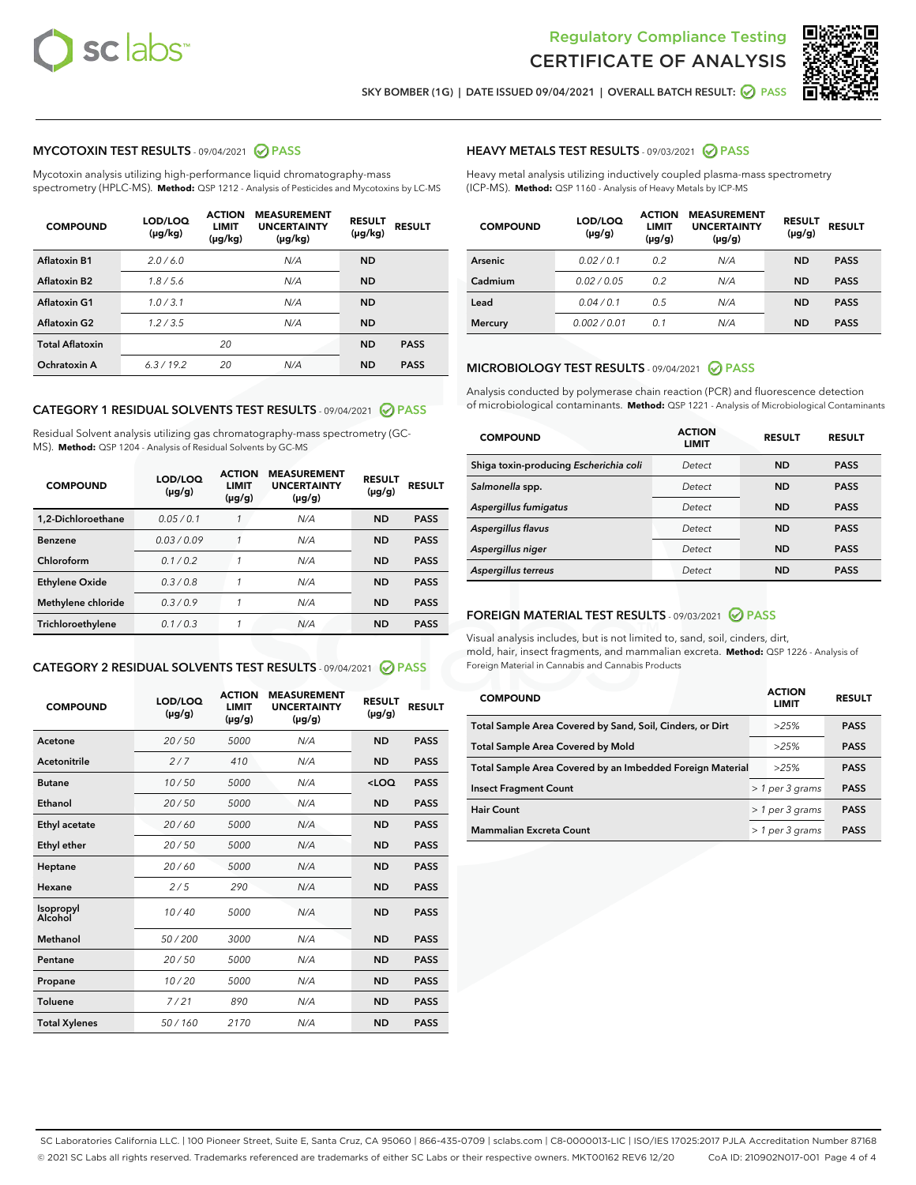Regulatory Compliance Testing
# CERTIFICATE OF ANALYSIS

SKY BOMBER (1G) | DATE ISSUED 09/04/2021 | OVERALL BATCH RESULT: PASS

## MYCOTOXIN TEST RESULTS - 09/04/2021 PASS

Mycotoxin analysis utilizing high-performance liquid chromatography-mass spectrometry (HPLC-MS). **Method:** QSP 1212 - Analysis of Pesticides and Mycotoxins by LC-MS

| COMPOUND | LOD/LOQ (μg/kg) | ACTION LIMIT (μg/kg) | MEASUREMENT UNCERTAINTY (μg/kg) | RESULT (μg/kg) | RESULT |
|---|---|---|---|---|---|
| Aflatoxin B1 | 2.0 / 6.0 | | N/A | ND | |
| Aflatoxin B2 | 1.8 / 5.6 | | N/A | ND | |
| Aflatoxin G1 | 1.0 / 3.1 | | N/A | ND | |
| Aflatoxin G2 | 1.2 / 3.5 | | N/A | ND | |
| Total Aflatoxin | | 20 | | ND | PASS |
| Ochratoxin A | 6.3 / 19.2 | 20 | N/A | ND | PASS |

## CATEGORY 1 RESIDUAL SOLVENTS TEST RESULTS - 09/04/2021 PASS

Residual Solvent analysis utilizing gas chromatography-mass spectrometry (GC-MS). **Method:** QSP 1204 - Analysis of Residual Solvents by GC-MS

| COMPOUND | LOD/LOQ (μg/g) | ACTION LIMIT (μg/g) | MEASUREMENT UNCERTAINTY (μg/g) | RESULT (μg/g) | RESULT |
|---|---|---|---|---|---|
| 1,2-Dichloroethane | 0.05 / 0.1 | 1 | N/A | ND | PASS |
| Benzene | 0.03 / 0.09 | 1 | N/A | ND | PASS |
| Chloroform | 0.1 / 0.2 | 1 | N/A | ND | PASS |
| Ethylene Oxide | 0.3 / 0.8 | 1 | N/A | ND | PASS |
| Methylene chloride | 0.3 / 0.9 | 1 | N/A | ND | PASS |
| Trichloroethylene | 0.1 / 0.3 | 1 | N/A | ND | PASS |

## CATEGORY 2 RESIDUAL SOLVENTS TEST RESULTS - 09/04/2021 PASS

| COMPOUND | LOD/LOQ (μg/g) | ACTION LIMIT (μg/g) | MEASUREMENT UNCERTAINTY (μg/g) | RESULT (μg/g) | RESULT |
|---|---|---|---|---|---|
| Acetone | 20 / 50 | 5000 | N/A | ND | PASS |
| Acetonitrile | 2 / 7 | 410 | N/A | ND | PASS |
| Butane | 10 / 50 | 5000 | N/A | <LOQ | PASS |
| Ethanol | 20 / 50 | 5000 | N/A | ND | PASS |
| Ethyl acetate | 20 / 60 | 5000 | N/A | ND | PASS |
| Ethyl ether | 20 / 50 | 5000 | N/A | ND | PASS |
| Heptane | 20 / 60 | 5000 | N/A | ND | PASS |
| Hexane | 2 / 5 | 290 | N/A | ND | PASS |
| Isopropyl Alcohol | 10 / 40 | 5000 | N/A | ND | PASS |
| Methanol | 50 / 200 | 3000 | N/A | ND | PASS |
| Pentane | 20 / 50 | 5000 | N/A | ND | PASS |
| Propane | 10 / 20 | 5000 | N/A | ND | PASS |
| Toluene | 7 / 21 | 890 | N/A | ND | PASS |
| Total Xylenes | 50 / 160 | 2170 | N/A | ND | PASS |

## HEAVY METALS TEST RESULTS - 09/03/2021 PASS

Heavy metal analysis utilizing inductively coupled plasma-mass spectrometry (ICP-MS). **Method:** QSP 1160 - Analysis of Heavy Metals by ICP-MS

| COMPOUND | LOD/LOQ (μg/g) | ACTION LIMIT (μg/g) | MEASUREMENT UNCERTAINTY (μg/g) | RESULT (μg/g) | RESULT |
|---|---|---|---|---|---|
| Arsenic | 0.02 / 0.1 | 0.2 | N/A | ND | PASS |
| Cadmium | 0.02 / 0.05 | 0.2 | N/A | ND | PASS |
| Lead | 0.04 / 0.1 | 0.5 | N/A | ND | PASS |
| Mercury | 0.002 / 0.01 | 0.1 | N/A | ND | PASS |

## MICROBIOLOGY TEST RESULTS - 09/04/2021 PASS

Analysis conducted by polymerase chain reaction (PCR) and fluorescence detection of microbiological contaminants. **Method:** QSP 1221 - Analysis of Microbiological Contaminants

| COMPOUND | ACTION LIMIT | RESULT | RESULT |
|---|---|---|---|
| Shiga toxin-producing *Escherichia coli* | Detect | ND | PASS |
| *Salmonella* spp. | Detect | ND | PASS |
| *Aspergillus fumigatus* | Detect | ND | PASS |
| *Aspergillus flavus* | Detect | ND | PASS |
| *Aspergillus niger* | Detect | ND | PASS |
| *Aspergillus terreus* | Detect | ND | PASS |

## FOREIGN MATERIAL TEST RESULTS - 09/03/2021 PASS

Visual analysis includes, but is not limited to, sand, soil, cinders, dirt, mold, hair, insect fragments, and mammalian excreta. **Method:** QSP 1226 - Analysis of Foreign Material in Cannabis and Cannabis Products

| COMPOUND | ACTION LIMIT | RESULT |
|---|---|---|
| Total Sample Area Covered by Sand, Soil, Cinders, or Dirt | >25% | PASS |
| Total Sample Area Covered by Mold | >25% | PASS |
| Total Sample Area Covered by an Imbedded Foreign Material | >25% | PASS |
| Insect Fragment Count | > 1 per 3 grams | PASS |
| Hair Count | > 1 per 3 grams | PASS |
| Mammalian Excreta Count | > 1 per 3 grams | PASS |

SC Laboratories California LLC. | 100 Pioneer Street, Suite E, Santa Cruz, CA 95060 | 866-435-0709 | sclabs.com | C8-0000013-LIC | ISO/IES 17025:2017 PJLA Accreditation Number 87168
© 2021 SC Labs all rights reserved. Trademarks referenced are trademarks of either SC Labs or their respective owners. MKT00162 REV6 12/20 CoA ID: 210902N017-001